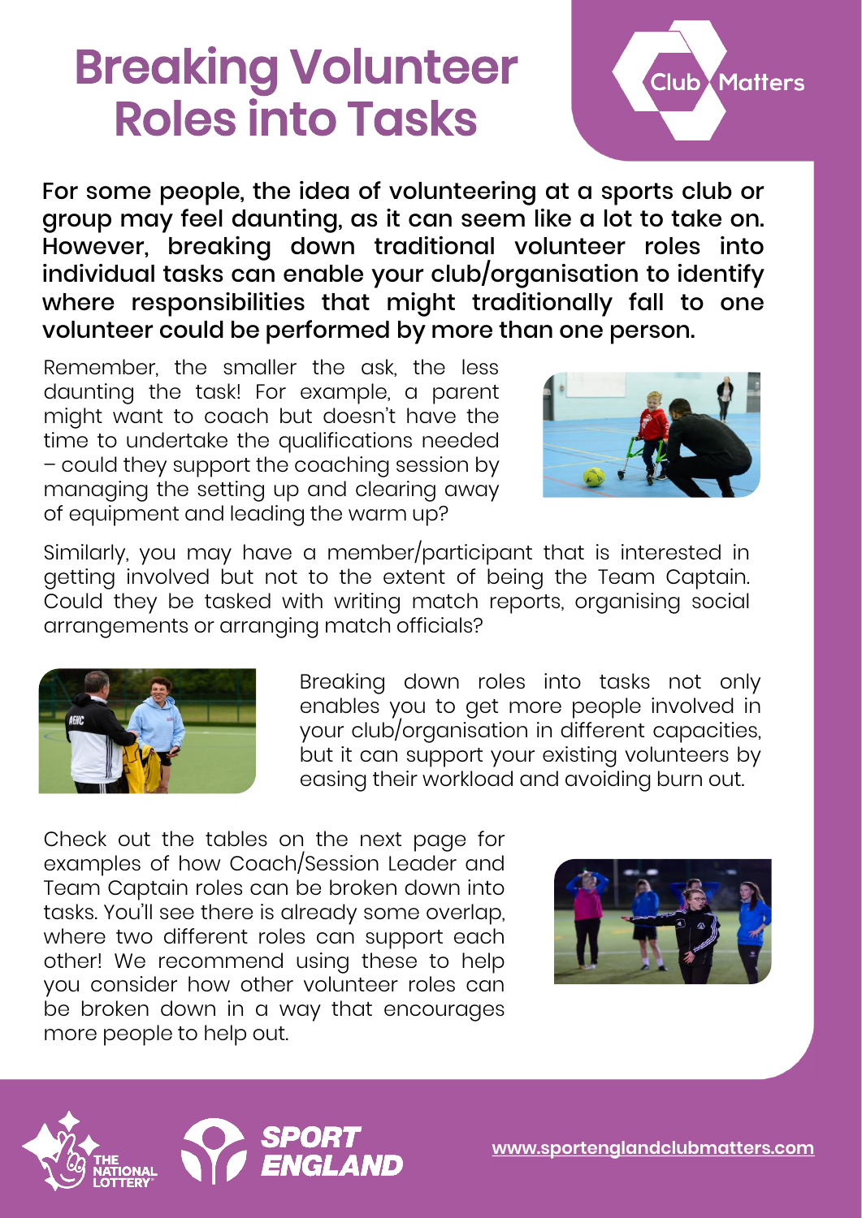# Breaking Volunteer Roles into Tasks

Club Matters

**For some people, the idea of volunteering at a sports club or group may feel daunting, as it can seem like a lot to take on. However, breaking down traditional volunteer roles into individual tasks can enable your club/organisation to identify where responsibilities that might traditionally fall to one volunteer could be performed by more than one person.**

Remember, the smaller the ask, the less daunting the task! For example, a parent might want to coach but doesn't have the time to undertake the qualifications needed – could they support the coaching session by managing the setting up and clearing away of equipment and leading the warm up?

Similarly, you may have a member/participant that is interested in getting involved but not to the extent of being the Team Captain. Could they be tasked with writing match reports, organising social arrangements or arranging match officials?

Breaking down roles into tasks not only enables you to get more people involved in your club/organisation in different capacities, but it can support your existing volunteers by easing their workload and avoiding burn out.

Check out the tables on the next page for examples of how Coach/Session Leader and Team Captain roles can be broken down into tasks. You'll see there is already some overlap, where two different roles can support each other! We recommend using these to help you consider how other volunteer roles can be broken down in a way that encourages more people to help out.

www.sportenglandclubmatters.com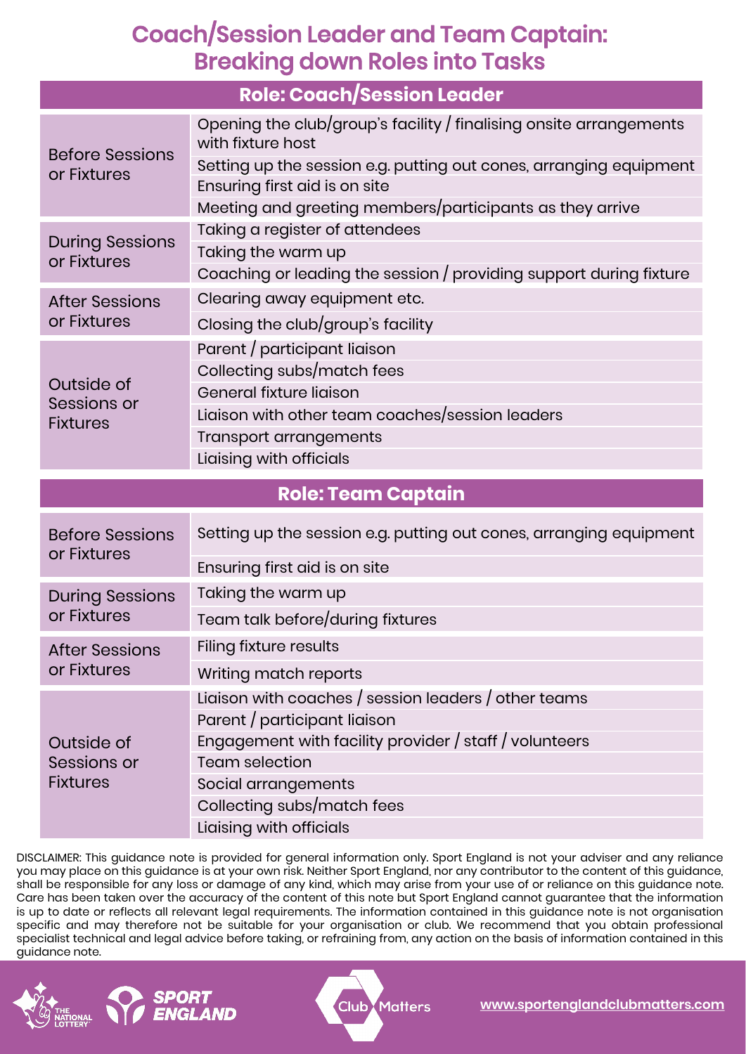# Coach/Session Leader and Team Captain: Breaking down Roles into Tasks

## Role: Coach/Session Leader

| | |
|---|---|
| Before Sessions or Fixtures | Opening the club/group's facility / finalising onsite arrangements with fixture host |
| | Setting up the session e.g. putting out cones, arranging equipment |
| | Ensuring first aid is on site |
| | Meeting and greeting members/participants as they arrive |
| During Sessions or Fixtures | Taking a register of attendees |
| | Taking the warm up |
| | Coaching or leading the session / providing support during fixture |
| After Sessions or Fixtures | Clearing away equipment etc. |
| | Closing the club/group's facility |
| Outside of Sessions or Fixtures | Parent / participant liaison |
| | Collecting subs/match fees |
| | General fixture liaison |
| | Liaison with other team coaches/session leaders |
| | Transport arrangements |
| | Liaising with officials |

## Role: Team Captain

| | |
|---|---|
| Before Sessions or Fixtures | Setting up the session e.g. putting out cones, arranging equipment |
| | Ensuring first aid is on site |
| During Sessions or Fixtures | Taking the warm up |
| | Team talk before/during fixtures |
| After Sessions or Fixtures | Filing fixture results |
| | Writing match reports |
| Outside of Sessions or Fixtures | Liaison with coaches / session leaders / other teams |
| | Parent / participant liaison |
| | Engagement with facility provider / staff / volunteers |
| | Team selection |
| | Social arrangements |
| | Collecting subs/match fees |
| | Liaising with officials |

DISCLAIMER: This guidance note is provided for general information only. Sport England is not your adviser and any reliance you may place on this guidance is at your own risk. Neither Sport England, nor any contributor to the content of this guidance, shall be responsible for any loss or damage of any kind, which may arise from your use of or reliance on this guidance note. Care has been taken over the accuracy of the content of this note but Sport England cannot guarantee that the information is up to date or reflects all relevant legal requirements. The information contained in this guidance note is not organisation specific and may therefore not be suitable for your organisation or club. We recommend that you obtain professional specialist technical and legal advice before taking, or refraining from, any action on the basis of information contained in this guidance note.

www.sportenglandclubmatters.com